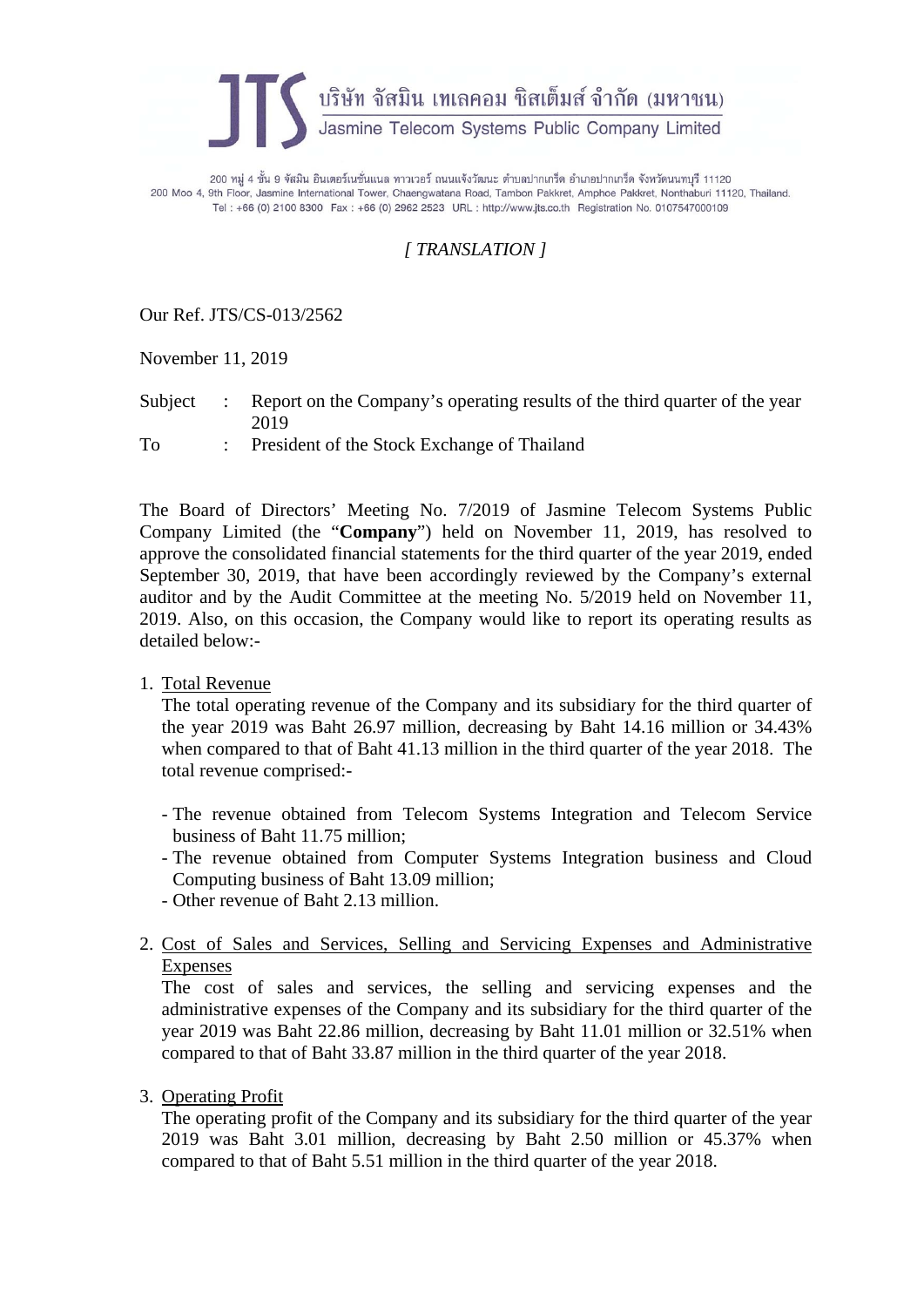บริษัท จัสมิน เทเลคอม ซิสเต็มส์ จำกัด (มหาชน)
Jasmine Telecom Systems Public Company Limited

200 หมู่ 4 ชั้น 9 จัสมิน อินเตอร์เนชั่นแนล ทาวเวอร์ ถนนแจ้งวัฒนะ ตำบลปากเกร็ด อำเภอปากเกร็ด จังหวัดนนทบุรี 11120
200 Moo 4, 9th Floor, Jasmine International Tower, Chaengwatana Road, Tambon Pakkret, Amphoe Pakkret, Nonthaburi 11120, Thailand.
Tel : +66 (0) 2100 8300 Fax : +66 (0) 2962 2523 URL : http://www.jts.co.th Registration No. 0107547000109

*[ TRANSLATION ]*

Our Ref. JTS/CS-013/2562

November 11, 2019

Subject : Report on the Company's operating results of the third quarter of the year 2019

To : President of the Stock Exchange of Thailand

The Board of Directors' Meeting No. 7/2019 of Jasmine Telecom Systems Public Company Limited (the "**Company**") held on November 11, 2019, has resolved to approve the consolidated financial statements for the third quarter of the year 2019, ended September 30, 2019, that have been accordingly reviewed by the Company's external auditor and by the Audit Committee at the meeting No. 5/2019 held on November 11, 2019. Also, on this occasion, the Company would like to report its operating results as detailed below:-

1. Total Revenue

   The total operating revenue of the Company and its subsidiary for the third quarter of the year 2019 was Baht 26.97 million, decreasing by Baht 14.16 million or 34.43% when compared to that of Baht 41.13 million in the third quarter of the year 2018. The total revenue comprised:-

   - The revenue obtained from Telecom Systems Integration and Telecom Service business of Baht 11.75 million;
   - The revenue obtained from Computer Systems Integration business and Cloud Computing business of Baht 13.09 million;
   - Other revenue of Baht 2.13 million.

2. Cost of Sales and Services, Selling and Servicing Expenses and Administrative Expenses

   The cost of sales and services, the selling and servicing expenses and the administrative expenses of the Company and its subsidiary for the third quarter of the year 2019 was Baht 22.86 million, decreasing by Baht 11.01 million or 32.51% when compared to that of Baht 33.87 million in the third quarter of the year 2018.

3. Operating Profit

   The operating profit of the Company and its subsidiary for the third quarter of the year 2019 was Baht 3.01 million, decreasing by Baht 2.50 million or 45.37% when compared to that of Baht 5.51 million in the third quarter of the year 2018.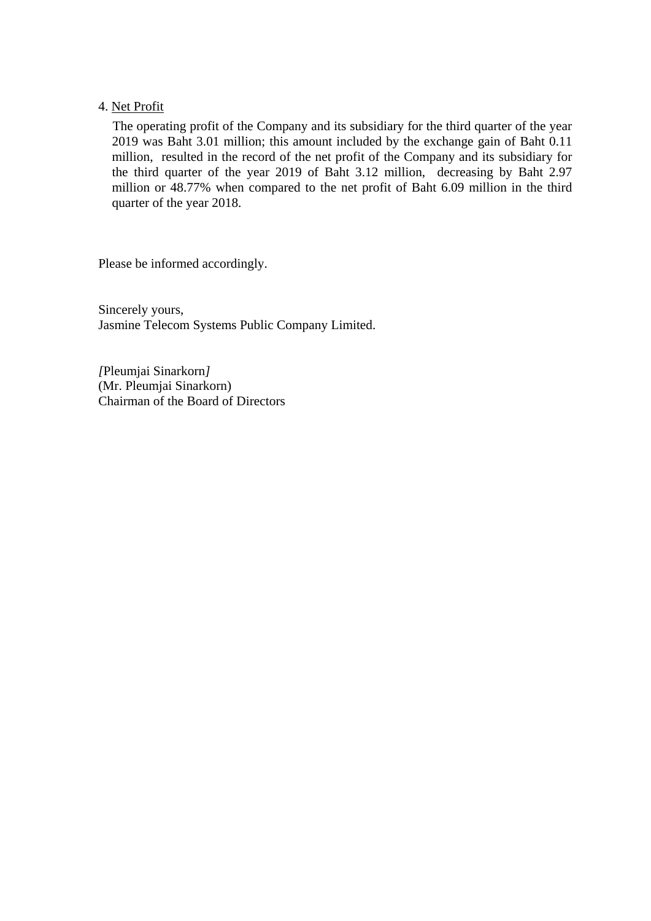4. <u>Net Profit</u>

The operating profit of the Company and its subsidiary for the third quarter of the year 2019 was Baht 3.01 million; this amount included by the exchange gain of Baht 0.11 million, resulted in the record of the net profit of the Company and its subsidiary for the third quarter of the year 2019 of Baht 3.12 million, decreasing by Baht 2.97 million or 48.77% when compared to the net profit of Baht 6.09 million in the third quarter of the year 2018.

Please be informed accordingly.

Sincerely yours,
Jasmine Telecom Systems Public Company Limited.

*[*Pleumjai Sinarkorn*]*
(Mr. Pleumjai Sinarkorn)
Chairman of the Board of Directors